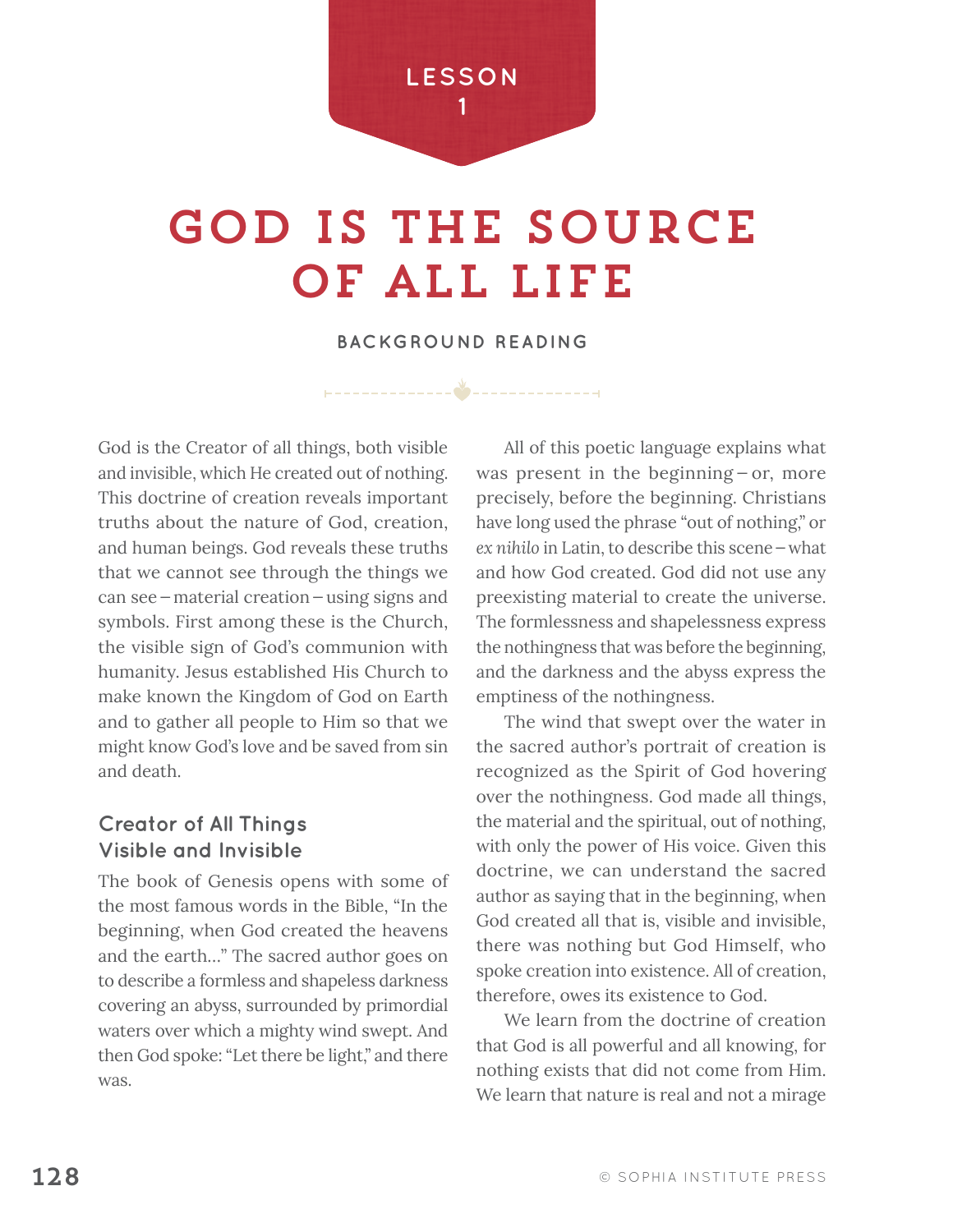LESSON 1

# GOD IS THE SOURCE OF ALL LIFE

### BACKGROUND READING

God is the Creator of all things, both visible and invisible, which He created out of nothing. This doctrine of creation reveals important truths about the nature of God, creation, and human beings. God reveals these truths that we cannot see through the things we can see – material creation – using signs and symbols. First among these is the Church, the visible sign of God's communion with humanity. Jesus established His Church to make known the Kingdom of God on Earth and to gather all people to Him so that we might know God's love and be saved from sin and death.

## Creator of All Things Visible and Invisible

The book of Genesis opens with some of the most famous words in the Bible, "In the beginning, when God created the heavens and the earth…" The sacred author goes on to describe a formless and shapeless darkness covering an abyss, surrounded by primordial waters over which a mighty wind swept. And then God spoke: "Let there be light," and there was.

All of this poetic language explains what was present in the beginning – or, more precisely, before the beginning. Christians have long used the phrase "out of nothing," or *ex nihilo* in Latin, to describe this scene – what and how God created. God did not use any preexisting material to create the universe. The formlessness and shapelessness express the nothingness that was before the beginning, and the darkness and the abyss express the emptiness of the nothingness.

The wind that swept over the water in the sacred author's portrait of creation is recognized as the Spirit of God hovering over the nothingness. God made all things, the material and the spiritual, out of nothing, with only the power of His voice. Given this doctrine, we can understand the sacred author as saying that in the beginning, when God created all that is, visible and invisible, there was nothing but God Himself, who spoke creation into existence. All of creation, therefore, owes its existence to God.

We learn from the doctrine of creation that God is all powerful and all knowing, for nothing exists that did not come from Him. We learn that nature is real and not a mirage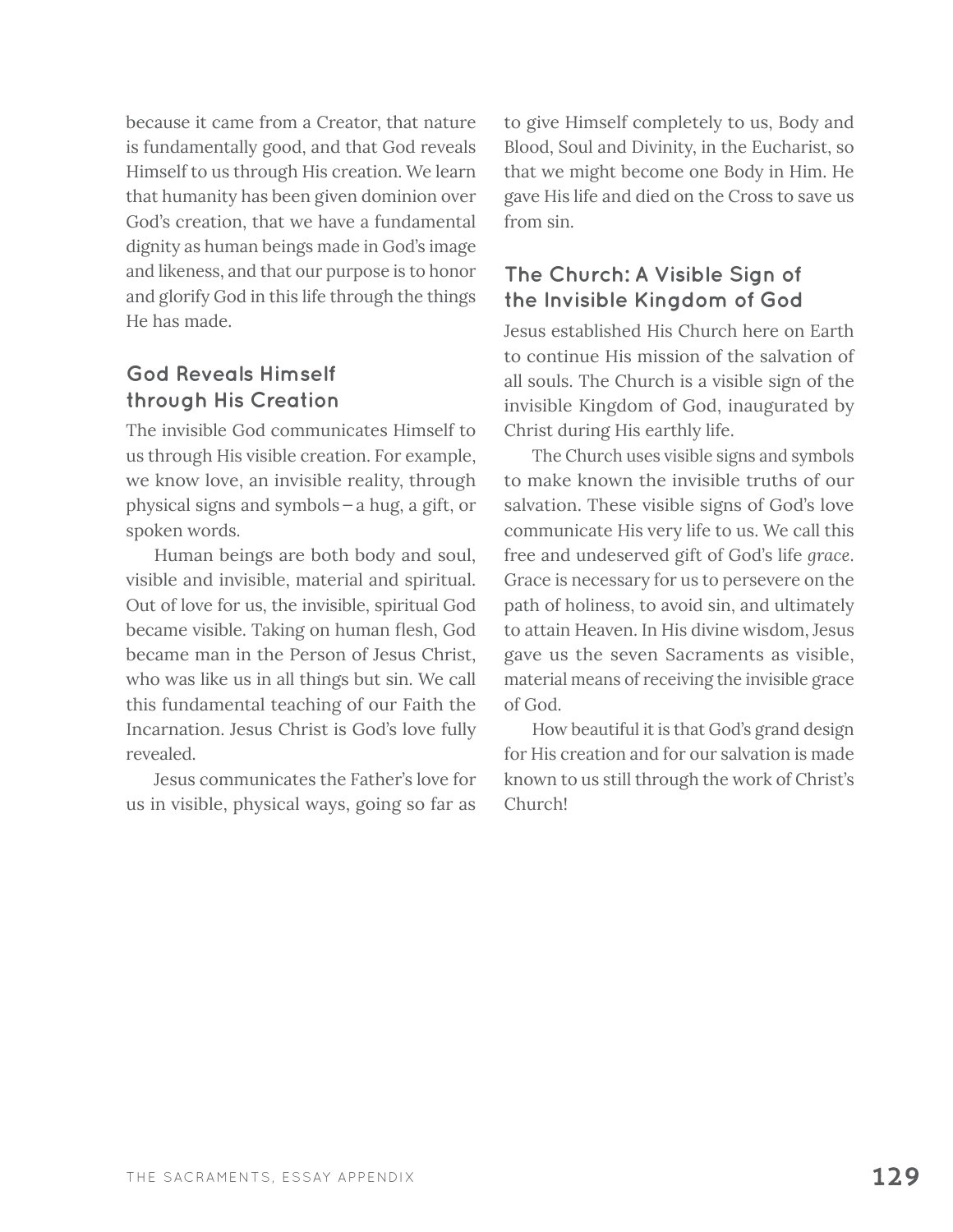because it came from a Creator, that nature is fundamentally good, and that God reveals Himself to us through His creation. We learn that humanity has been given dominion over God's creation, that we have a fundamental dignity as human beings made in God's image and likeness, and that our purpose is to honor and glorify God in this life through the things He has made.

## God Reveals Himself through His Creation

The invisible God communicates Himself to us through His visible creation. For example, we know love, an invisible reality, through physical signs and symbols – a hug, a gift, or spoken words.

Human beings are both body and soul, visible and invisible, material and spiritual. Out of love for us, the invisible, spiritual God became visible. Taking on human flesh, God became man in the Person of Jesus Christ, who was like us in all things but sin. We call this fundamental teaching of our Faith the Incarnation. Jesus Christ is God's love fully revealed.

Jesus communicates the Father's love for us in visible, physical ways, going so far as to give Himself completely to us, Body and Blood, Soul and Divinity, in the Eucharist, so that we might become one Body in Him. He gave His life and died on the Cross to save us from sin.

## The Church: A Visible Sign of the Invisible Kingdom of God

Jesus established His Church here on Earth to continue His mission of the salvation of all souls. The Church is a visible sign of the invisible Kingdom of God, inaugurated by Christ during His earthly life.

The Church uses visible signs and symbols to make known the invisible truths of our salvation. These visible signs of God's love communicate His very life to us. We call this free and undeserved gift of God's life *grace*. Grace is necessary for us to persevere on the path of holiness, to avoid sin, and ultimately to attain Heaven. In His divine wisdom, Jesus gave us the seven Sacraments as visible, material means of receiving the invisible grace of God.

How beautiful it is that God's grand design for His creation and for our salvation is made known to us still through the work of Christ's Church!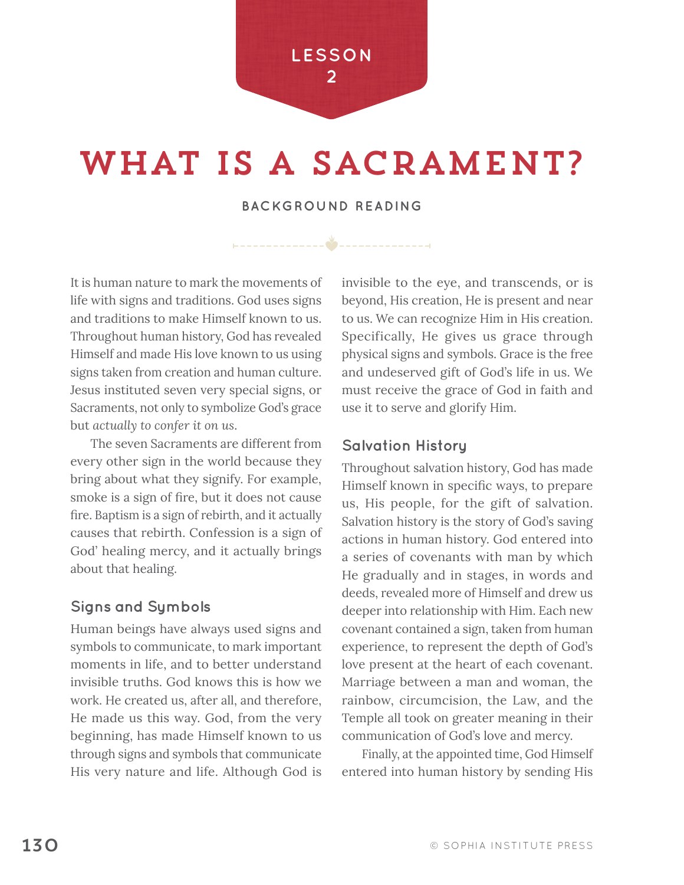LESSON 2

# WHAT IS A SACRAMENT?

### BACKGROUND READING

It is human nature to mark the movements of life with signs and traditions. God uses signs and traditions to make Himself known to us. Throughout human history, God has revealed Himself and made His love known to us using signs taken from creation and human culture. Jesus instituted seven very special signs, or Sacraments, not only to symbolize God's grace but *actually to confer it on us*.

The seven Sacraments are different from every other sign in the world because they bring about what they signify. For example, smoke is a sign of fire, but it does not cause fire. Baptism is a sign of rebirth, and it actually causes that rebirth. Confession is a sign of God' healing mercy, and it actually brings about that healing.

## Signs and Symbols

Human beings have always used signs and symbols to communicate, to mark important moments in life, and to better understand invisible truths. God knows this is how we work. He created us, after all, and therefore, He made us this way. God, from the very beginning, has made Himself known to us through signs and symbols that communicate His very nature and life. Although God is invisible to the eye, and transcends, or is beyond, His creation, He is present and near to us. We can recognize Him in His creation. Specifically, He gives us grace through physical signs and symbols. Grace is the free and undeserved gift of God's life in us. We must receive the grace of God in faith and use it to serve and glorify Him.

## Salvation History

Throughout salvation history, God has made Himself known in specific ways, to prepare us, His people, for the gift of salvation. Salvation history is the story of God's saving actions in human history. God entered into a series of covenants with man by which He gradually and in stages, in words and deeds, revealed more of Himself and drew us deeper into relationship with Him. Each new covenant contained a sign, taken from human experience, to represent the depth of God's love present at the heart of each covenant. Marriage between a man and woman, the rainbow, circumcision, the Law, and the Temple all took on greater meaning in their communication of God's love and mercy.

Finally, at the appointed time, God Himself entered into human history by sending His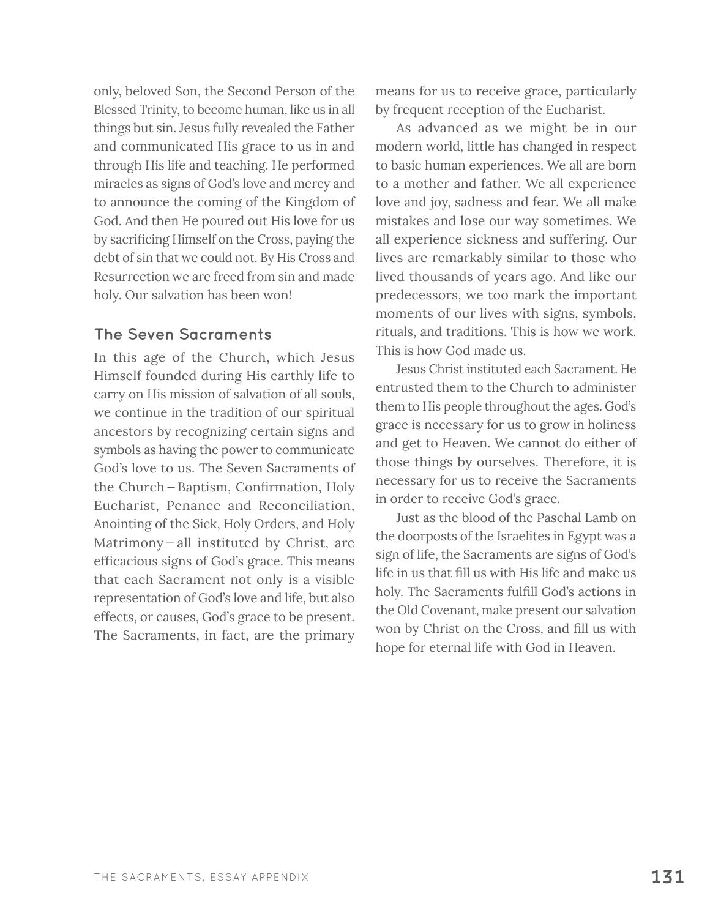only, beloved Son, the Second Person of the Blessed Trinity, to become human, like us in all things but sin. Jesus fully revealed the Father and communicated His grace to us in and through His life and teaching. He performed miracles as signs of God's love and mercy and to announce the coming of the Kingdom of God. And then He poured out His love for us by sacrificing Himself on the Cross, paying the debt of sin that we could not. By His Cross and Resurrection we are freed from sin and made holy. Our salvation has been won!

## The Seven Sacraments

In this age of the Church, which Jesus Himself founded during His earthly life to carry on His mission of salvation of all souls, we continue in the tradition of our spiritual ancestors by recognizing certain signs and symbols as having the power to communicate God's love to us. The Seven Sacraments of the Church – Baptism, Confirmation, Holy Eucharist, Penance and Reconciliation, Anointing of the Sick, Holy Orders, and Holy Matrimony – all instituted by Christ, are efficacious signs of God's grace. This means that each Sacrament not only is a visible representation of God's love and life, but also effects, or causes, God's grace to be present. The Sacraments, in fact, are the primary means for us to receive grace, particularly by frequent reception of the Eucharist.

As advanced as we might be in our modern world, little has changed in respect to basic human experiences. We all are born to a mother and father. We all experience love and joy, sadness and fear. We all make mistakes and lose our way sometimes. We all experience sickness and suffering. Our lives are remarkably similar to those who lived thousands of years ago. And like our predecessors, we too mark the important moments of our lives with signs, symbols, rituals, and traditions. This is how we work. This is how God made us.

Jesus Christ instituted each Sacrament. He entrusted them to the Church to administer them to His people throughout the ages. God's grace is necessary for us to grow in holiness and get to Heaven. We cannot do either of those things by ourselves. Therefore, it is necessary for us to receive the Sacraments in order to receive God's grace.

Just as the blood of the Paschal Lamb on the doorposts of the Israelites in Egypt was a sign of life, the Sacraments are signs of God's life in us that fill us with His life and make us holy. The Sacraments fulfill God's actions in the Old Covenant, make present our salvation won by Christ on the Cross, and fill us with hope for eternal life with God in Heaven.